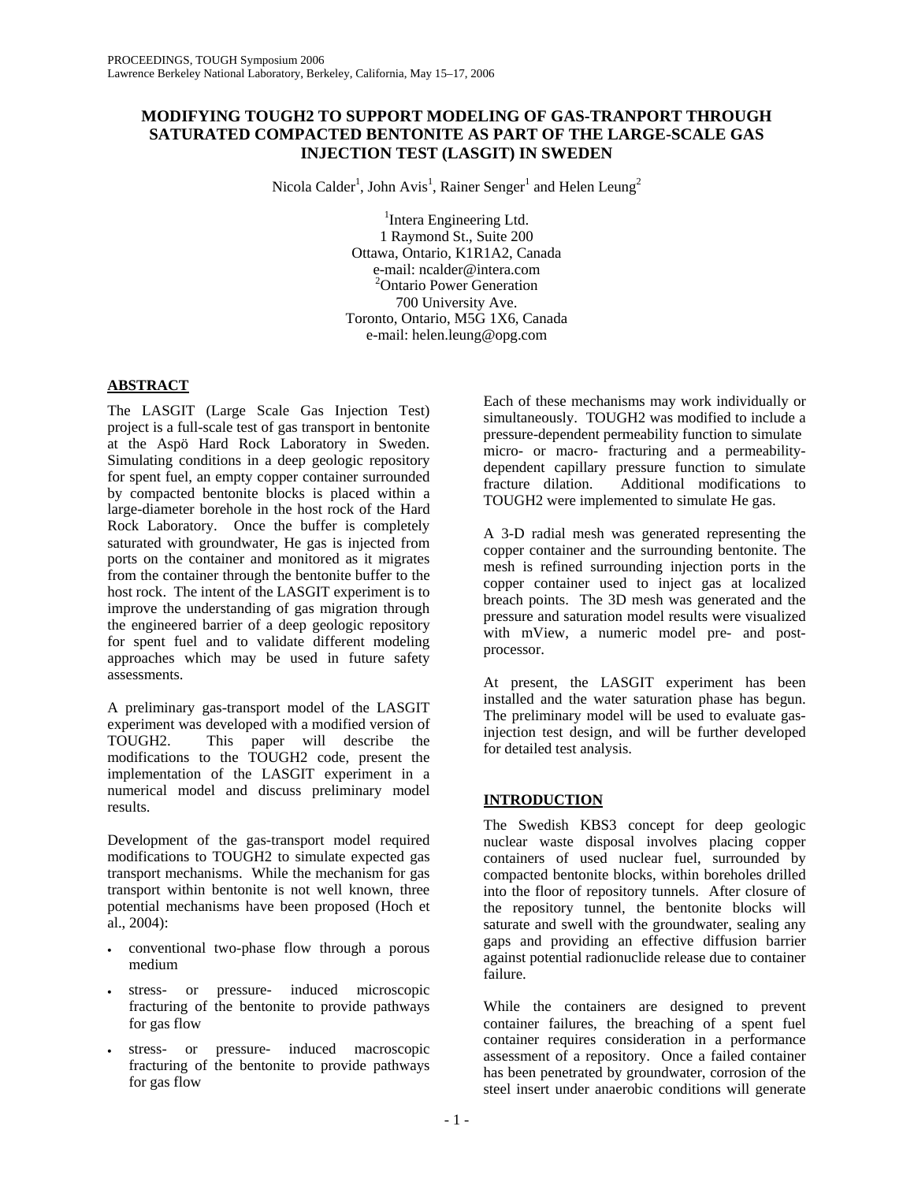# MODIFYING TOUGH2 TO SUPPORT MODELING OF GAS-TRANPORT THROUGH SATURATED COMPACTED BENTONITE AS PART OF THE LARGE-SCALE GAS INJECTION TEST (LASGIT) IN SWEDEN

Nicola Calder[1], John Avis[1], Rainer Senger[1] and Helen Leung[2]

[1]Intera Engineering Ltd.
1 Raymond St., Suite 200
Ottawa, Ontario, K1R1A2, Canada
e-mail: ncalder@intera.com

[2]Ontario Power Generation
700 University Ave.
Toronto, Ontario, M5G 1X6, Canada
e-mail: helen.leung@opg.com

## ABSTRACT

The LASGIT (Large Scale Gas Injection Test) project is a full-scale test of gas transport in bentonite at the Aspö Hard Rock Laboratory in Sweden. Simulating conditions in a deep geologic repository for spent fuel, an empty copper container surrounded by compacted bentonite blocks is placed within a large-diameter borehole in the host rock of the Hard Rock Laboratory. Once the buffer is completely saturated with groundwater, He gas is injected from ports on the container and monitored as it migrates from the container through the bentonite buffer to the host rock. The intent of the LASGIT experiment is to improve the understanding of gas migration through the engineered barrier of a deep geologic repository for spent fuel and to validate different modeling approaches which may be used in future safety assessments.

A preliminary gas-transport model of the LASGIT experiment was developed with a modified version of TOUGH2. This paper will describe the modifications to the TOUGH2 code, present the implementation of the LASGIT experiment in a numerical model and discuss preliminary model results.

Development of the gas-transport model required modifications to TOUGH2 to simulate expected gas transport mechanisms. While the mechanism for gas transport within bentonite is not well known, three potential mechanisms have been proposed (Hoch et al., 2004):

- conventional two-phase flow through a porous medium
- stress- or pressure- induced microscopic fracturing of the bentonite to provide pathways for gas flow
- stress- or pressure- induced macroscopic fracturing of the bentonite to provide pathways for gas flow

Each of these mechanisms may work individually or simultaneously. TOUGH2 was modified to include a pressure-dependent permeability function to simulate micro- or macro- fracturing and a permeability-dependent capillary pressure function to simulate fracture dilation. Additional modifications to TOUGH2 were implemented to simulate He gas.

A 3-D radial mesh was generated representing the copper container and the surrounding bentonite. The mesh is refined surrounding injection ports in the copper container used to inject gas at localized breach points. The 3D mesh was generated and the pressure and saturation model results were visualized with mView, a numeric model pre- and post-processor.

At present, the LASGIT experiment has been installed and the water saturation phase has begun. The preliminary model will be used to evaluate gas-injection test design, and will be further developed for detailed test analysis.

## INTRODUCTION

The Swedish KBS3 concept for deep geologic nuclear waste disposal involves placing copper containers of used nuclear fuel, surrounded by compacted bentonite blocks, within boreholes drilled into the floor of repository tunnels. After closure of the repository tunnel, the bentonite blocks will saturate and swell with the groundwater, sealing any gaps and providing an effective diffusion barrier against potential radionuclide release due to container failure.

While the containers are designed to prevent container failures, the breaching of a spent fuel container requires consideration in a performance assessment of a repository. Once a failed container has been penetrated by groundwater, corrosion of the steel insert under anaerobic conditions will generate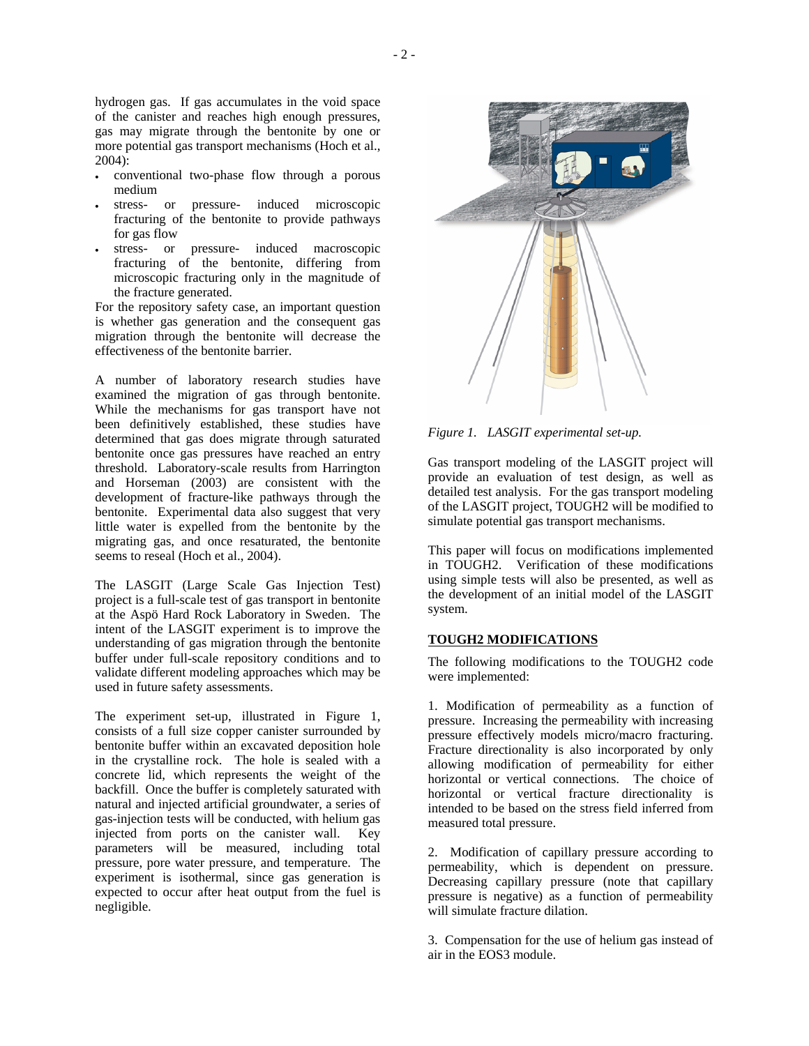hydrogen gas. If gas accumulates in the void space of the canister and reaches high enough pressures, gas may migrate through the bentonite by one or more potential gas transport mechanisms (Hoch et al., 2004):

- conventional two-phase flow through a porous medium
- stress- or pressure- induced microscopic fracturing of the bentonite to provide pathways for gas flow
- stress- or pressure- induced macroscopic fracturing of the bentonite, differing from microscopic fracturing only in the magnitude of the fracture generated.

For the repository safety case, an important question is whether gas generation and the consequent gas migration through the bentonite will decrease the effectiveness of the bentonite barrier.

A number of laboratory research studies have examined the migration of gas through bentonite. While the mechanisms for gas transport have not been definitively established, these studies have determined that gas does migrate through saturated bentonite once gas pressures have reached an entry threshold. Laboratory-scale results from Harrington and Horseman (2003) are consistent with the development of fracture-like pathways through the bentonite. Experimental data also suggest that very little water is expelled from the bentonite by the migrating gas, and once resaturated, the bentonite seems to reseal (Hoch et al., 2004).

The LASGIT (Large Scale Gas Injection Test) project is a full-scale test of gas transport in bentonite at the Aspö Hard Rock Laboratory in Sweden. The intent of the LASGIT experiment is to improve the understanding of gas migration through the bentonite buffer under full-scale repository conditions and to validate different modeling approaches which may be used in future safety assessments.

The experiment set-up, illustrated in Figure 1, consists of a full size copper canister surrounded by bentonite buffer within an excavated deposition hole in the crystalline rock. The hole is sealed with a concrete lid, which represents the weight of the backfill. Once the buffer is completely saturated with natural and injected artificial groundwater, a series of gas-injection tests will be conducted, with helium gas injected from ports on the canister wall. Key parameters will be measured, including total pressure, pore water pressure, and temperature. The experiment is isothermal, since gas generation is expected to occur after heat output from the fuel is negligible.

*Figure 1. LASGIT experimental set-up.*

Gas transport modeling of the LASGIT project will provide an evaluation of test design, as well as detailed test analysis. For the gas transport modeling of the LASGIT project, TOUGH2 will be modified to simulate potential gas transport mechanisms.

This paper will focus on modifications implemented in TOUGH2. Verification of these modifications using simple tests will also be presented, as well as the development of an initial model of the LASGIT system.

## TOUGH2 MODIFICATIONS

The following modifications to the TOUGH2 code were implemented:

1. Modification of permeability as a function of pressure. Increasing the permeability with increasing pressure effectively models micro/macro fracturing. Fracture directionality is also incorporated by only allowing modification of permeability for either horizontal or vertical connections. The choice of horizontal or vertical fracture directionality is intended to be based on the stress field inferred from measured total pressure.

2. Modification of capillary pressure according to permeability, which is dependent on pressure. Decreasing capillary pressure (note that capillary pressure is negative) as a function of permeability will simulate fracture dilation.

3. Compensation for the use of helium gas instead of air in the EOS3 module.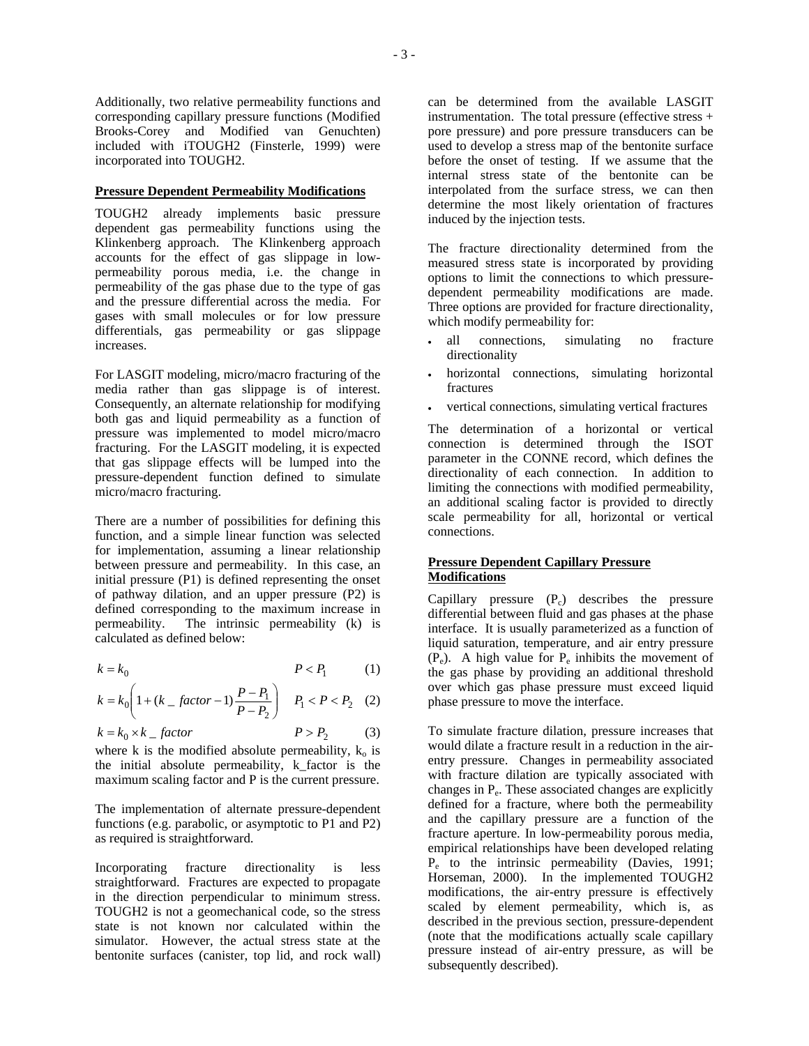Additionally, two relative permeability functions and corresponding capillary pressure functions (Modified Brooks-Corey and Modified van Genuchten) included with iTOUGH2 (Finsterle, 1999) were incorporated into TOUGH2.

## Pressure Dependent Permeability Modifications

TOUGH2 already implements basic pressure dependent gas permeability functions using the Klinkenberg approach. The Klinkenberg approach accounts for the effect of gas slippage in low-permeability porous media, i.e. the change in permeability of the gas phase due to the type of gas and the pressure differential across the media. For gases with small molecules or for low pressure differentials, gas permeability or gas slippage increases.

For LASGIT modeling, micro/macro fracturing of the media rather than gas slippage is of interest. Consequently, an alternate relationship for modifying both gas and liquid permeability as a function of pressure was implemented to model micro/macro fracturing. For the LASGIT modeling, it is expected that gas slippage effects will be lumped into the pressure-dependent function defined to simulate micro/macro fracturing.

There are a number of possibilities for defining this function, and a simple linear function was selected for implementation, assuming a linear relationship between pressure and permeability. In this case, an initial pressure (P1) is defined representing the onset of pathway dilation, and an upper pressure (P2) is defined corresponding to the maximum increase in permeability. The intrinsic permeability (k) is calculated as defined below:

$$k = k_0 \qquad P < P_1 \qquad (1)$$

$$k = k_0\left(1 + (k\_factor - 1)\frac{P - P_1}{P - P_2}\right) \qquad P_1 < P < P_2 \qquad (2)$$

$$k = k_0 \times k\_factor \qquad P > P_2 \qquad (3)$$

where k is the modified absolute permeability, $k_o$ is the initial absolute permeability, k_factor is the maximum scaling factor and P is the current pressure.

The implementation of alternate pressure-dependent functions (e.g. parabolic, or asymptotic to P1 and P2) as required is straightforward.

Incorporating fracture directionality is less straightforward. Fractures are expected to propagate in the direction perpendicular to minimum stress. TOUGH2 is not a geomechanical code, so the stress state is not known nor calculated within the simulator. However, the actual stress state at the bentonite surfaces (canister, top lid, and rock wall) can be determined from the available LASGIT instrumentation. The total pressure (effective stress + pore pressure) and pore pressure transducers can be used to develop a stress map of the bentonite surface before the onset of testing. If we assume that the internal stress state of the bentonite can be interpolated from the surface stress, we can then determine the most likely orientation of fractures induced by the injection tests.

The fracture directionality determined from the measured stress state is incorporated by providing options to limit the connections to which pressure-dependent permeability modifications are made. Three options are provided for fracture directionality, which modify permeability for:

- all connections, simulating no fracture directionality
- horizontal connections, simulating horizontal fractures
- vertical connections, simulating vertical fractures

The determination of a horizontal or vertical connection is determined through the ISOT parameter in the CONNE record, which defines the directionality of each connection. In addition to limiting the connections with modified permeability, an additional scaling factor is provided to directly scale permeability for all, horizontal or vertical connections.

## Pressure Dependent Capillary Pressure Modifications

Capillary pressure ($P_c$) describes the pressure differential between fluid and gas phases at the phase interface. It is usually parameterized as a function of liquid saturation, temperature, and air entry pressure ($P_e$). A high value for $P_e$ inhibits the movement of the gas phase by providing an additional threshold over which gas phase pressure must exceed liquid phase pressure to move the interface.

To simulate fracture dilation, pressure increases that would dilate a fracture result in a reduction in the air-entry pressure. Changes in permeability associated with fracture dilation are typically associated with changes in $P_e$. These associated changes are explicitly defined for a fracture, where both the permeability and the capillary pressure are a function of the fracture aperture. In low-permeability porous media, empirical relationships have been developed relating $P_e$ to the intrinsic permeability (Davies, 1991; Horseman, 2000). In the implemented TOUGH2 modifications, the air-entry pressure is effectively scaled by element permeability, which is, as described in the previous section, pressure-dependent (note that the modifications actually scale capillary pressure instead of air-entry pressure, as will be subsequently described).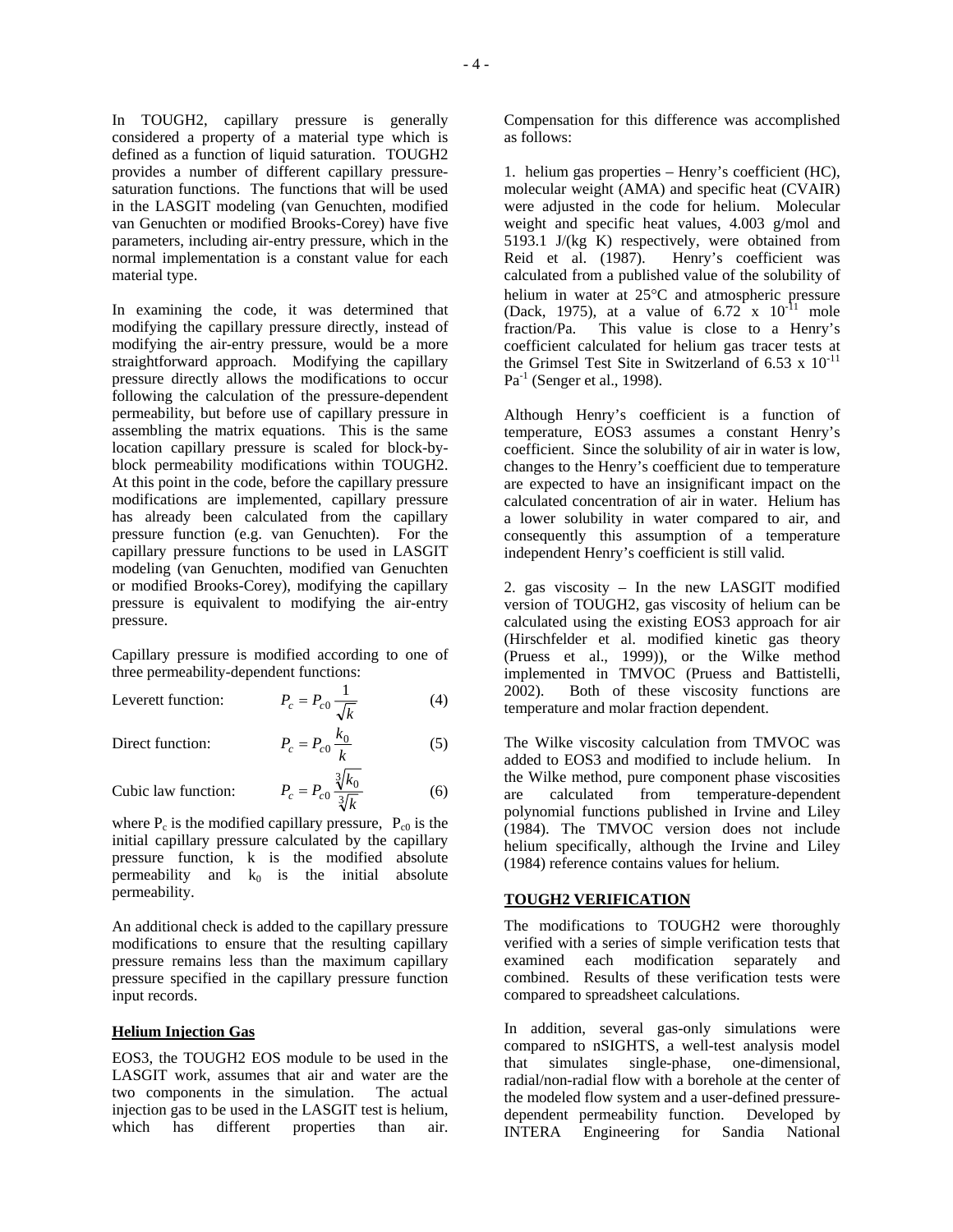In TOUGH2, capillary pressure is generally considered a property of a material type which is defined as a function of liquid saturation. TOUGH2 provides a number of different capillary pressure-saturation functions. The functions that will be used in the LASGIT modeling (van Genuchten, modified van Genuchten or modified Brooks-Corey) have five parameters, including air-entry pressure, which in the normal implementation is a constant value for each material type.

In examining the code, it was determined that modifying the capillary pressure directly, instead of modifying the air-entry pressure, would be a more straightforward approach. Modifying the capillary pressure directly allows the modifications to occur following the calculation of the pressure-dependent permeability, but before use of capillary pressure in assembling the matrix equations. This is the same location capillary pressure is scaled for block-by-block permeability modifications within TOUGH2. At this point in the code, before the capillary pressure modifications are implemented, capillary pressure has already been calculated from the capillary pressure function (e.g. van Genuchten). For the capillary pressure functions to be used in LASGIT modeling (van Genuchten, modified van Genuchten or modified Brooks-Corey), modifying the capillary pressure is equivalent to modifying the air-entry pressure.

Capillary pressure is modified according to one of three permeability-dependent functions:

Leverett function:
$$P_c = P_{c0}\frac{1}{\sqrt{k}} \tag{4}$$

Direct function:
$$P_c = P_{c0}\frac{k_0}{k} \tag{5}$$

Cubic law function:
$$P_c = P_{c0}\frac{\sqrt[3]{k_0}}{\sqrt[3]{k}} \tag{6}$$

where $P_c$ is the modified capillary pressure, $P_{c0}$ is the initial capillary pressure calculated by the capillary pressure function, k is the modified absolute permeability and $k_0$ is the initial absolute permeability.

An additional check is added to the capillary pressure modifications to ensure that the resulting capillary pressure remains less than the maximum capillary pressure specified in the capillary pressure function input records.

## Helium Injection Gas

EOS3, the TOUGH2 EOS module to be used in the LASGIT work, assumes that air and water are the two components in the simulation. The actual injection gas to be used in the LASGIT test is helium, which has different properties than air. Compensation for this difference was accomplished as follows:

1. helium gas properties – Henry's coefficient (HC), molecular weight (AMA) and specific heat (CVAIR) were adjusted in the code for helium. Molecular weight and specific heat values, 4.003 g/mol and 5193.1 J/(kg K) respectively, were obtained from Reid et al. (1987). Henry's coefficient was calculated from a published value of the solubility of helium in water at 25°C and atmospheric pressure (Dack, 1975), at a value of $6.72 \times 10^{-11}$ mole fraction/Pa. This value is close to a Henry's coefficient calculated for helium gas tracer tests at the Grimsel Test Site in Switzerland of $6.53 \times 10^{-11}$ $Pa^{-1}$ (Senger et al., 1998).

Although Henry's coefficient is a function of temperature, EOS3 assumes a constant Henry's coefficient. Since the solubility of air in water is low, changes to the Henry's coefficient due to temperature are expected to have an insignificant impact on the calculated concentration of air in water. Helium has a lower solubility in water compared to air, and consequently this assumption of a temperature independent Henry's coefficient is still valid.

2. gas viscosity – In the new LASGIT modified version of TOUGH2, gas viscosity of helium can be calculated using the existing EOS3 approach for air (Hirschfelder et al. modified kinetic gas theory (Pruess et al., 1999)), or the Wilke method implemented in TMVOC (Pruess and Battistelli, 2002). Both of these viscosity functions are temperature and molar fraction dependent.

The Wilke viscosity calculation from TMVOC was added to EOS3 and modified to include helium. In the Wilke method, pure component phase viscosities are calculated from temperature-dependent polynomial functions published in Irvine and Liley (1984). The TMVOC version does not include helium specifically, although the Irvine and Liley (1984) reference contains values for helium.

## TOUGH2 VERIFICATION

The modifications to TOUGH2 were thoroughly verified with a series of simple verification tests that examined each modification separately and combined. Results of these verification tests were compared to spreadsheet calculations.

In addition, several gas-only simulations were compared to nSIGHTS, a well-test analysis model that simulates single-phase, one-dimensional, radial/non-radial flow with a borehole at the center of the modeled flow system and a user-defined pressure-dependent permeability function. Developed by INTERA Engineering for Sandia National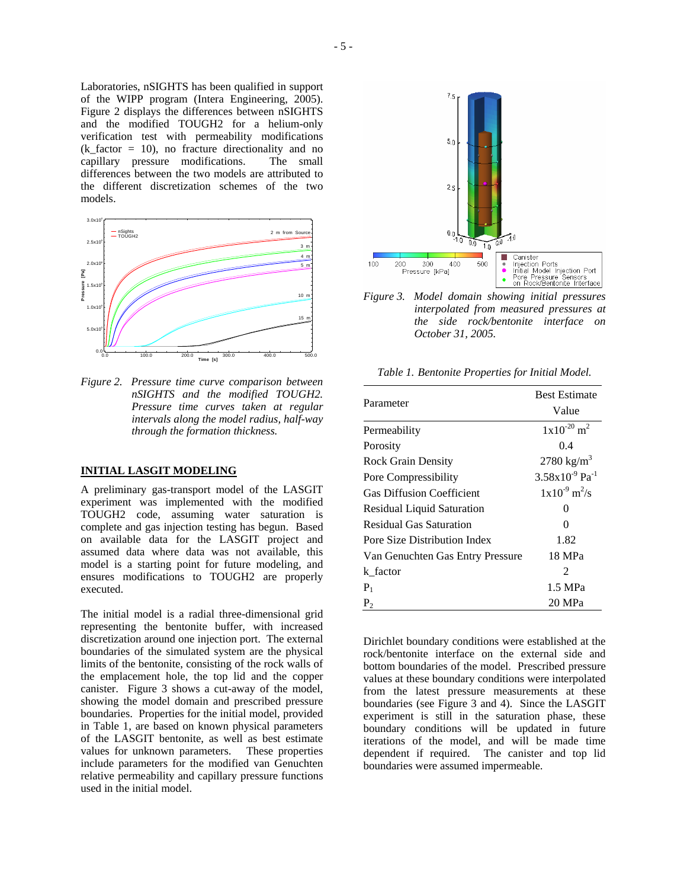Laboratories, nSIGHTS has been qualified in support of the WIPP program (Intera Engineering, 2005). Figure 2 displays the differences between nSIGHTS and the modified TOUGH2 for a helium-only verification test with permeability modifications (k_factor = 10), no fracture directionality and no capillary pressure modifications. The small differences between the two models are attributed to the different discretization schemes of the two models.

*Figure 2. Pressure time curve comparison between nSIGHTS and the modified TOUGH2. Pressure time curves taken at regular intervals along the model radius, half-way through the formation thickness.*

## INITIAL LASGIT MODELING

A preliminary gas-transport model of the LASGIT experiment was implemented with the modified TOUGH2 code, assuming water saturation is complete and gas injection testing has begun. Based on available data for the LASGIT project and assumed data where data was not available, this model is a starting point for future modeling, and ensures modifications to TOUGH2 are properly executed.

The initial model is a radial three-dimensional grid representing the bentonite buffer, with increased discretization around one injection port. The external boundaries of the simulated system are the physical limits of the bentonite, consisting of the rock walls of the emplacement hole, the top lid and the copper canister. Figure 3 shows a cut-away of the model, showing the model domain and prescribed pressure boundaries. Properties for the initial model, provided in Table 1, are based on known physical parameters of the LASGIT bentonite, as well as best estimate values for unknown parameters. These properties include parameters for the modified van Genuchten relative permeability and capillary pressure functions used in the initial model.

*Figure 3. Model domain showing initial pressures interpolated from measured pressures at the side rock/bentonite interface on October 31, 2005.*

*Table 1. Bentonite Properties for Initial Model.*

| Parameter | Best Estimate Value |
|---|---|
| Permeability | $1 \times 10^{-20}$ m$^2$ |
| Porosity | 0.4 |
| Rock Grain Density | 2780 kg/m$^3$ |
| Pore Compressibility | $3.58 \times 10^{-9}$ Pa$^{-1}$ |
| Gas Diffusion Coefficient | $1 \times 10^{-9}$ m$^2$/s |
| Residual Liquid Saturation | 0 |
| Residual Gas Saturation | 0 |
| Pore Size Distribution Index | 1.82 |
| Van Genuchten Gas Entry Pressure | 18 MPa |
| k_factor | 2 |
| $P_1$ | 1.5 MPa |
| $P_2$ | 20 MPa |

Dirichlet boundary conditions were established at the rock/bentonite interface on the external side and bottom boundaries of the model. Prescribed pressure values at these boundary conditions were interpolated from the latest pressure measurements at these boundaries (see Figure 3 and 4). Since the LASGIT experiment is still in the saturation phase, these boundary conditions will be updated in future iterations of the model, and will be made time dependent if required. The canister and top lid boundaries were assumed impermeable.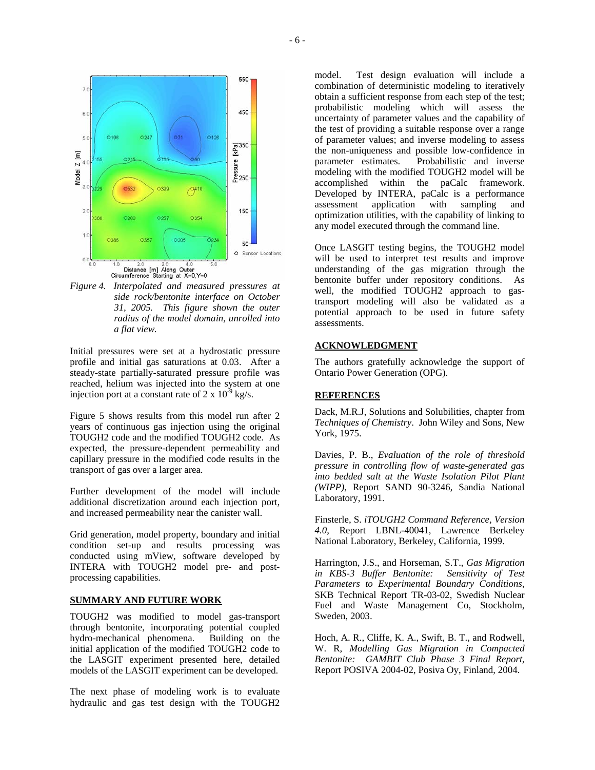*Figure 4. Interpolated and measured pressures at side rock/bentonite interface on October 31, 2005. This figure shown the outer radius of the model domain, unrolled into a flat view.*

Initial pressures were set at a hydrostatic pressure profile and initial gas saturations at 0.03. After a steady-state partially-saturated pressure profile was reached, helium was injected into the system at one injection port at a constant rate of $2 \times 10^{-9}$ kg/s.

Figure 5 shows results from this model run after 2 years of continuous gas injection using the original TOUGH2 code and the modified TOUGH2 code. As expected, the pressure-dependent permeability and capillary pressure in the modified code results in the transport of gas over a larger area.

Further development of the model will include additional discretization around each injection port, and increased permeability near the canister wall.

Grid generation, model property, boundary and initial condition set-up and results processing was conducted using mView, software developed by INTERA with TOUGH2 model pre- and post-processing capabilities.

## SUMMARY AND FUTURE WORK

TOUGH2 was modified to model gas-transport through bentonite, incorporating potential coupled hydro-mechanical phenomena. Building on the initial application of the modified TOUGH2 code to the LASGIT experiment presented here, detailed models of the LASGIT experiment can be developed.

The next phase of modeling work is to evaluate hydraulic and gas test design with the TOUGH2 model. Test design evaluation will include a combination of deterministic modeling to iteratively obtain a sufficient response from each step of the test; probabilistic modeling which will assess the uncertainty of parameter values and the capability of the test of providing a suitable response over a range of parameter values; and inverse modeling to assess the non-uniqueness and possible low-confidence in parameter estimates. Probabilistic and inverse modeling with the modified TOUGH2 model will be accomplished within the paCalc framework. Developed by INTERA, paCalc is a performance assessment application with sampling and optimization utilities, with the capability of linking to any model executed through the command line.

Once LASGIT testing begins, the TOUGH2 model will be used to interpret test results and improve understanding of the gas migration through the bentonite buffer under repository conditions. As well, the modified TOUGH2 approach to gas-transport modeling will also be validated as a potential approach to be used in future safety assessments.

## ACKNOWLEDGMENT

The authors gratefully acknowledge the support of Ontario Power Generation (OPG).

## REFERENCES

Dack, M.R.J, Solutions and Solubilities, chapter from *Techniques of Chemistry*. John Wiley and Sons, New York, 1975.

Davies, P. B., *Evaluation of the role of threshold pressure in controlling flow of waste-generated gas into bedded salt at the Waste Isolation Pilot Plant (WIPP)*, Report SAND 90-3246, Sandia National Laboratory, 1991.

Finsterle, S. *iTOUGH2 Command Reference, Version 4.0*, Report LBNL-40041, Lawrence Berkeley National Laboratory, Berkeley, California, 1999.

Harrington, J.S., and Horseman, S.T., *Gas Migration in KBS-3 Buffer Bentonite: Sensitivity of Test Parameters to Experimental Boundary Conditions*, SKB Technical Report TR-03-02, Swedish Nuclear Fuel and Waste Management Co, Stockholm, Sweden, 2003.

Hoch, A. R., Cliffe, K. A., Swift, B. T., and Rodwell, W. R, *Modelling Gas Migration in Compacted Bentonite: GAMBIT Club Phase 3 Final Report*, Report POSIVA 2004-02, Posiva Oy, Finland, 2004.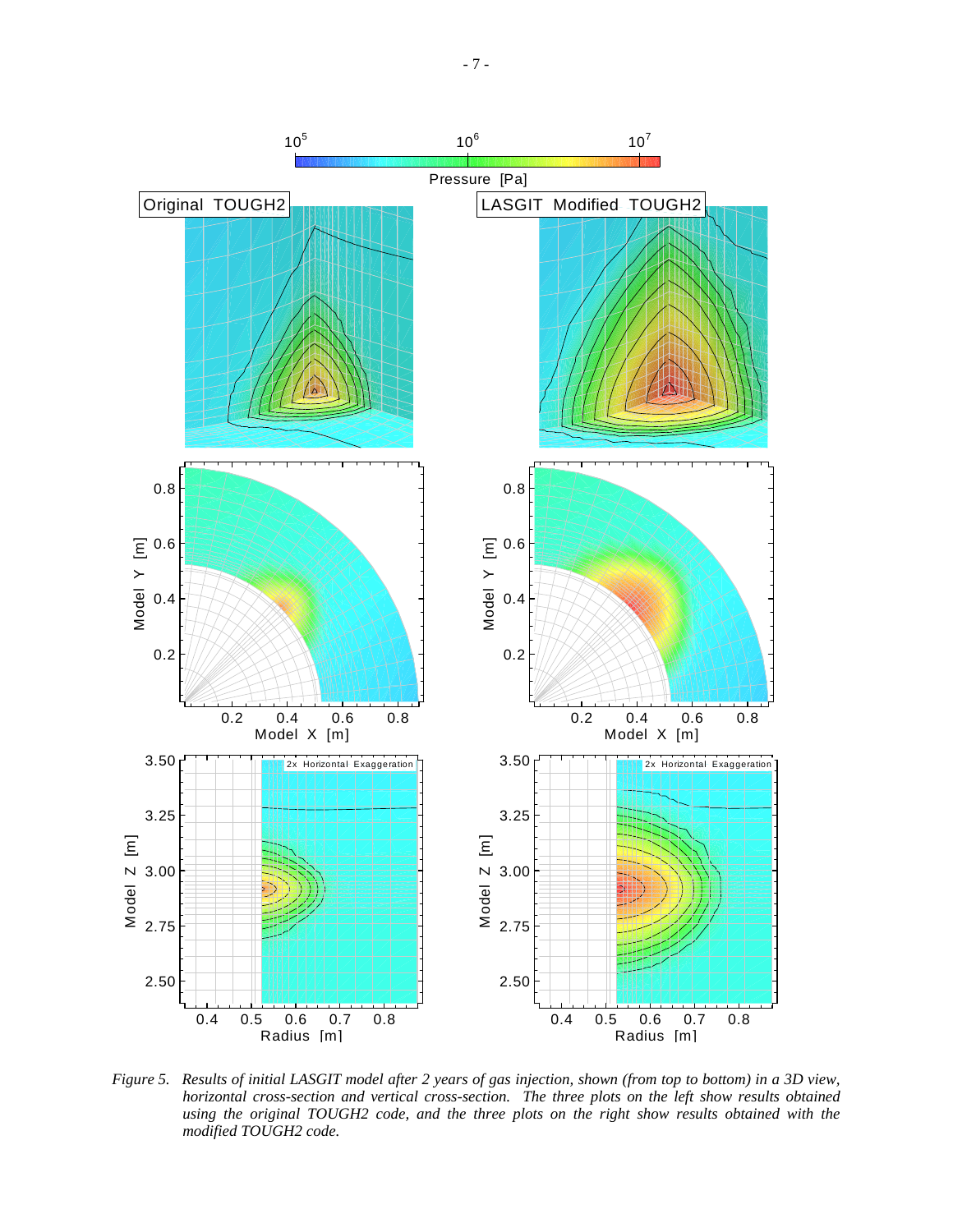*Figure 5. Results of initial LASGIT model after 2 years of gas injection, shown (from top to bottom) in a 3D view, horizontal cross-section and vertical cross-section. The three plots on the left show results obtained using the original TOUGH2 code, and the three plots on the right show results obtained with the modified TOUGH2 code.*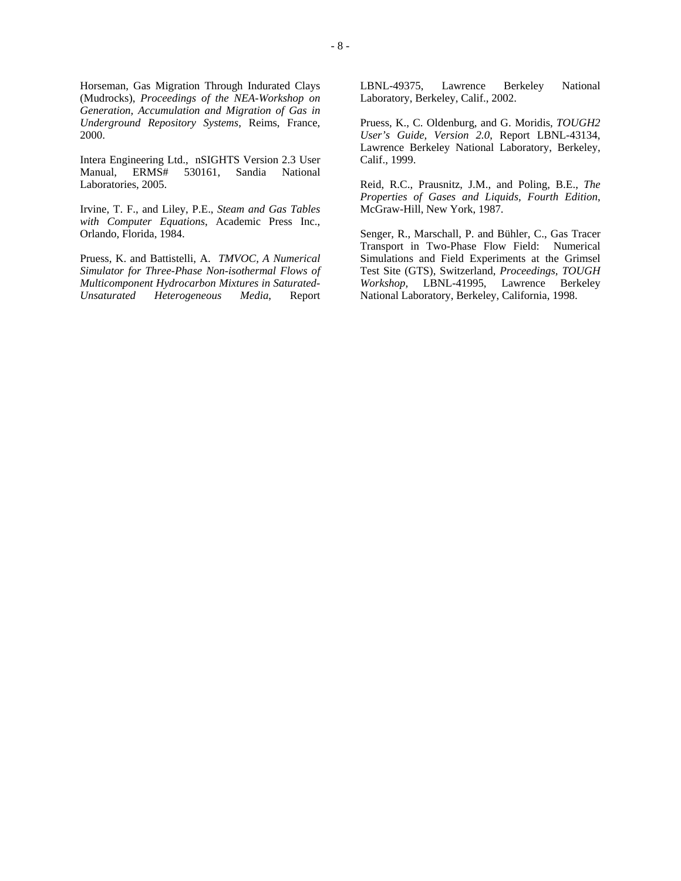Horseman, Gas Migration Through Indurated Clays (Mudrocks), *Proceedings of the NEA-Workshop on Generation, Accumulation and Migration of Gas in Underground Repository Systems*, Reims, France, 2000.

Intera Engineering Ltd., nSIGHTS Version 2.3 User Manual, ERMS# 530161, Sandia National Laboratories, 2005.

Irvine, T. F., and Liley, P.E., *Steam and Gas Tables with Computer Equations*, Academic Press Inc., Orlando, Florida, 1984.

Pruess, K. and Battistelli, A. *TMVOC, A Numerical Simulator for Three-Phase Non-isothermal Flows of Multicomponent Hydrocarbon Mixtures in Saturated-Unsaturated Heterogeneous Media*, Report LBNL-49375, Lawrence Berkeley National Laboratory, Berkeley, Calif., 2002.

Pruess, K., C. Oldenburg, and G. Moridis, *TOUGH2 User's Guide, Version 2.0*, Report LBNL-43134, Lawrence Berkeley National Laboratory, Berkeley, Calif., 1999.

Reid, R.C., Prausnitz, J.M., and Poling, B.E., *The Properties of Gases and Liquids, Fourth Edition*, McGraw-Hill, New York, 1987.

Senger, R., Marschall, P. and Bühler, C., Gas Tracer Transport in Two-Phase Flow Field: Numerical Simulations and Field Experiments at the Grimsel Test Site (GTS), Switzerland, *Proceedings, TOUGH Workshop*, LBNL-41995, Lawrence Berkeley National Laboratory, Berkeley, California, 1998.